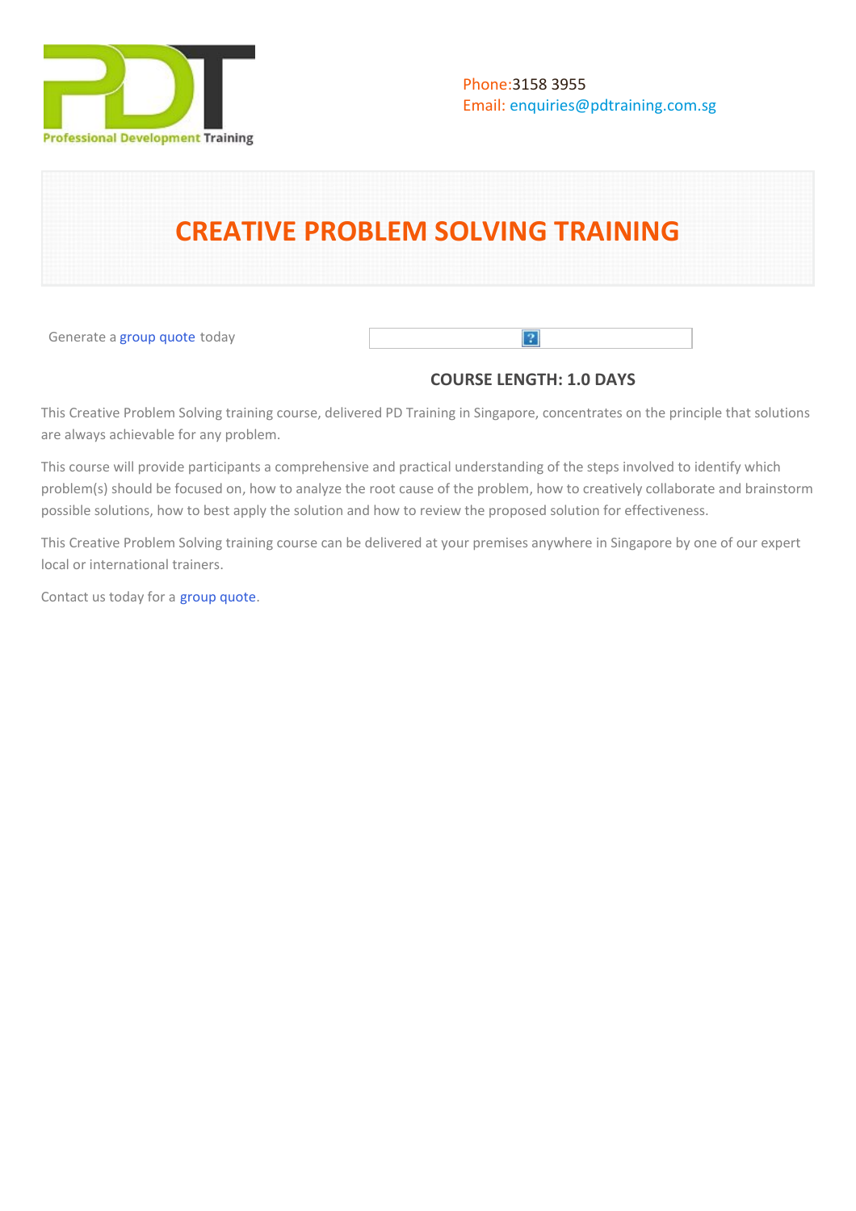Phone:3158 3955
Email: enquiries@pdtraining.com.sg

# CREATIVE PROBLEM SOLVING TRAINING

Generate a group quote today

**COURSE LENGTH: 1.0 DAYS**

This Creative Problem Solving training course, delivered PD Training in Singapore, concentrates on the principle that solutions are always achievable for any problem.

This course will provide participants a comprehensive and practical understanding of the steps involved to identify which problem(s) should be focused on, how to analyze the root cause of the problem, how to creatively collaborate and brainstorm possible solutions, how to best apply the solution and how to review the proposed solution for effectiveness.

This Creative Problem Solving training course can be delivered at your premises anywhere in Singapore by one of our expert local or international trainers.

Contact us today for a group quote.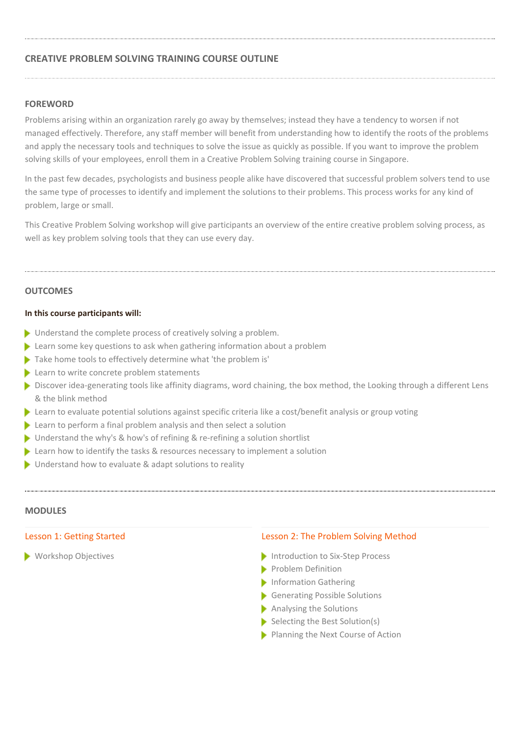## CREATIVE PROBLEM SOLVING TRAINING COURSE OUTLINE

### FOREWORD

Problems arising within an organization rarely go away by themselves; instead they have a tendency to worsen if not managed effectively. Therefore, any staff member will benefit from understanding how to identify the roots of the problems and apply the necessary tools and techniques to solve the issue as quickly as possible. If you want to improve the problem solving skills of your employees, enroll them in a Creative Problem Solving training course in Singapore.

In the past few decades, psychologists and business people alike have discovered that successful problem solvers tend to use the same type of processes to identify and implement the solutions to their problems. This process works for any kind of problem, large or small.

This Creative Problem Solving workshop will give participants an overview of the entire creative problem solving process, as well as key problem solving tools that they can use every day.

### OUTCOMES

**In this course participants will:**

- Understand the complete process of creatively solving a problem.
- Learn some key questions to ask when gathering information about a problem
- Take home tools to effectively determine what 'the problem is'
- Learn to write concrete problem statements
- Discover idea-generating tools like affinity diagrams, word chaining, the box method, the Looking through a different Lens & the blink method
- Learn to evaluate potential solutions against specific criteria like a cost/benefit analysis or group voting
- Learn to perform a final problem analysis and then select a solution
- Understand the why's & how's of refining & re-refining a solution shortlist
- Learn how to identify the tasks & resources necessary to implement a solution
- Understand how to evaluate & adapt solutions to reality

### MODULES

#### Lesson 1: Getting Started

- Workshop Objectives

#### Lesson 2: The Problem Solving Method

- Introduction to Six-Step Process
- Problem Definition
- Information Gathering
- Generating Possible Solutions
- Analysing the Solutions
- Selecting the Best Solution(s)
- Planning the Next Course of Action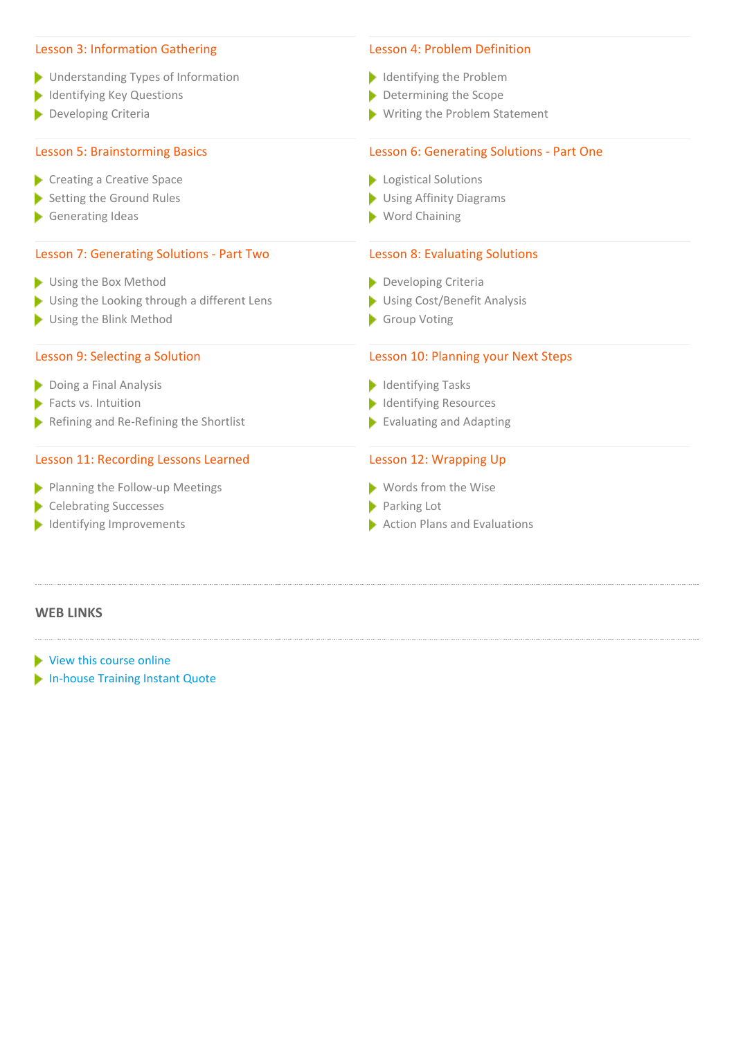### Lesson 3: Information Gathering

- Understanding Types of Information
- Identifying Key Questions
- Developing Criteria

### Lesson 4: Problem Definition

- Identifying the Problem
- Determining the Scope
- Writing the Problem Statement

### Lesson 5: Brainstorming Basics

- Creating a Creative Space
- Setting the Ground Rules
- Generating Ideas

### Lesson 6: Generating Solutions - Part One

- Logistical Solutions
- Using Affinity Diagrams
- Word Chaining

### Lesson 7: Generating Solutions - Part Two

- Using the Box Method
- Using the Looking through a different Lens
- Using the Blink Method

### Lesson 8: Evaluating Solutions

- Developing Criteria
- Using Cost/Benefit Analysis
- Group Voting

### Lesson 9: Selecting a Solution

- Doing a Final Analysis
- Facts vs. Intuition
- Refining and Re-Refining the Shortlist

### Lesson 10: Planning your Next Steps

- Identifying Tasks
- Identifying Resources
- Evaluating and Adapting

### Lesson 11: Recording Lessons Learned

- Planning the Follow-up Meetings
- Celebrating Successes
- Identifying Improvements

### Lesson 12: Wrapping Up

- Words from the Wise
- Parking Lot
- Action Plans and Evaluations

## WEB LINKS

- View this course online
- In-house Training Instant Quote